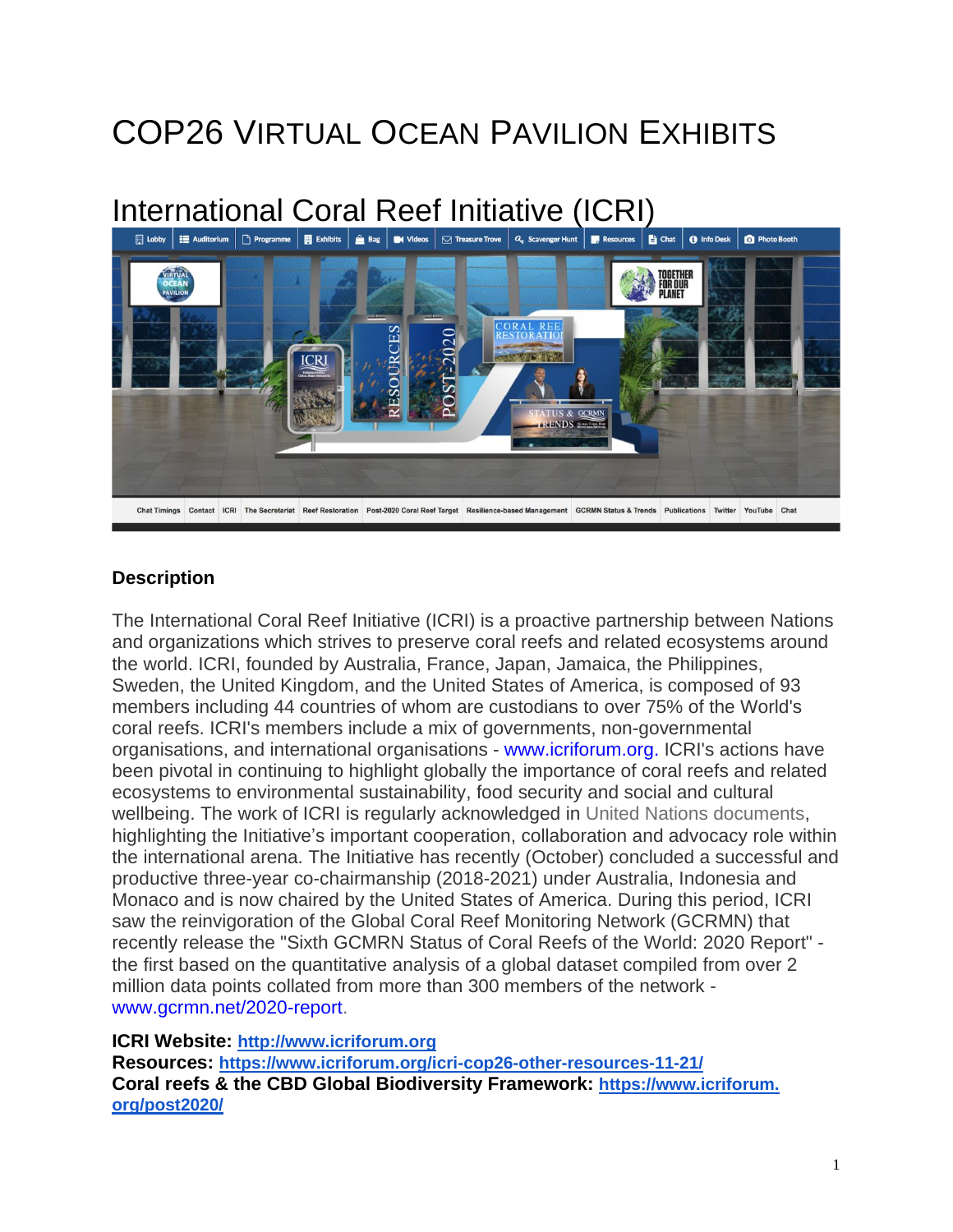# COP26 Virtual Ocean Pavilion Exhibits

## International Coral Reef Initiative (ICRI)

### Description

The International Coral Reef Initiative (ICRI) is a proactive partnership between Nations and organizations which strives to preserve coral reefs and related ecosystems around the world. ICRI, founded by Australia, France, Japan, Jamaica, the Philippines, Sweden, the United Kingdom, and the United States of America, is composed of 93 members including 44 countries of whom are custodians to over 75% of the World's coral reefs. ICRI's members include a mix of governments, non-governmental organisations, and international organisations - www.icriforum.org. ICRI's actions have been pivotal in continuing to highlight globally the importance of coral reefs and related ecosystems to environmental sustainability, food security and social and cultural wellbeing. The work of ICRI is regularly acknowledged in United Nations documents, highlighting the Initiative's important cooperation, collaboration and advocacy role within the international arena. The Initiative has recently (October) concluded a successful and productive three-year co-chairmanship (2018-2021) under Australia, Indonesia and Monaco and is now chaired by the United States of America. During this period, ICRI saw the reinvigoration of the Global Coral Reef Monitoring Network (GCRMN) that recently release the "Sixth GCMRN Status of Coral Reefs of the World: 2020 Report" - the first based on the quantitative analysis of a global dataset compiled from over 2 million data points collated from more than 300 members of the network - www.gcrmn.net/2020-report.

**ICRI Website:** **http://www.icriforum.org**
**Resources:** **https://www.icriforum.org/icri-cop26-other-resources-11-21/**
**Coral reefs & the CBD Global Biodiversity Framework:** **https://www.icriforum.org/post2020/**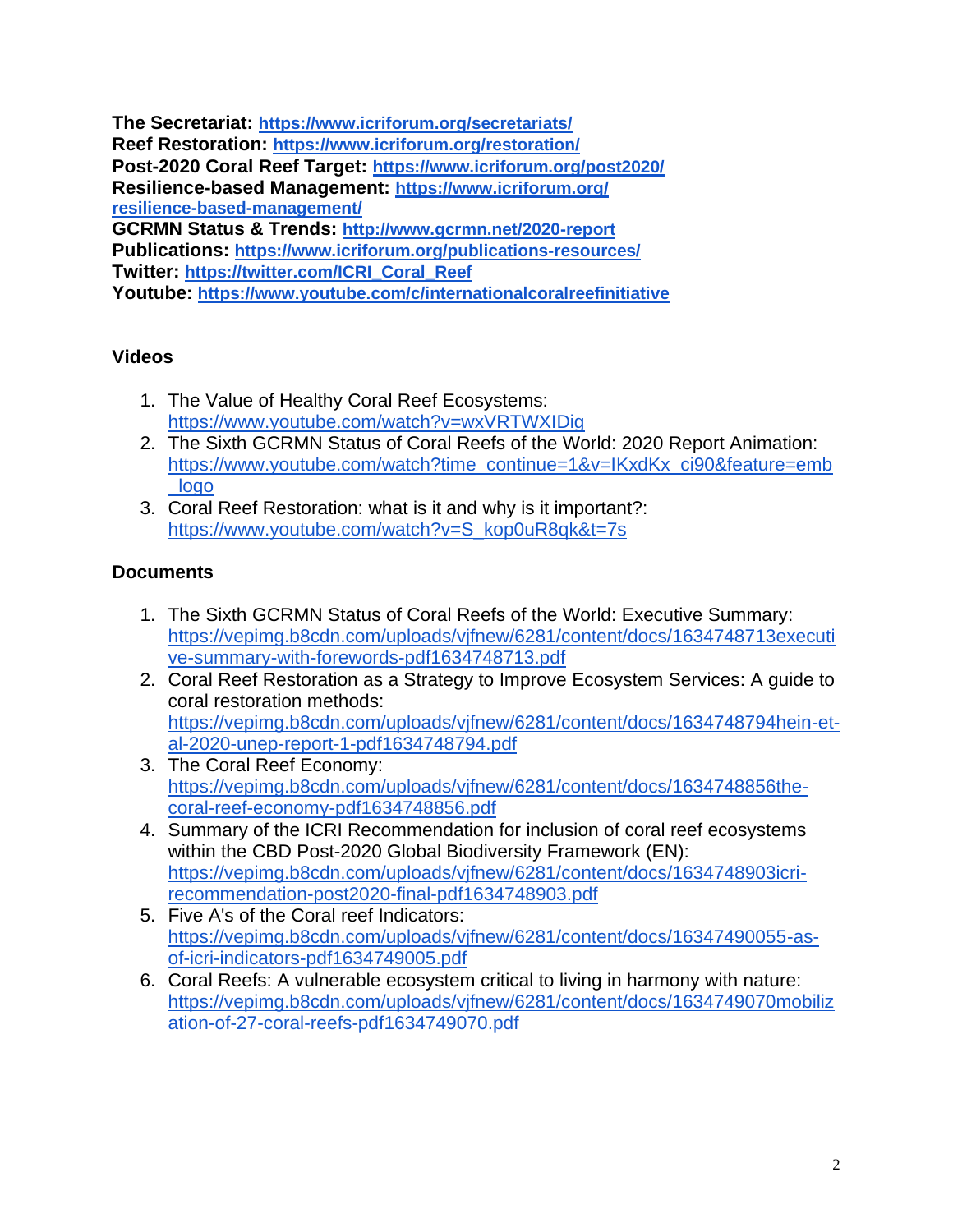**The Secretariat:** https://www.icriforum.org/secretariats/
**Reef Restoration:** https://www.icriforum.org/restoration/
**Post-2020 Coral Reef Target:** https://www.icriforum.org/post2020/
**Resilience-based Management:** https://www.icriforum.org/resilience-based-management/
**GCRMN Status & Trends:** http://www.gcrmn.net/2020-report
**Publications:** https://www.icriforum.org/publications-resources/
**Twitter:** https://twitter.com/ICRI_Coral_Reef
**Youtube:** https://www.youtube.com/c/internationalcoralreefinitiative

## Videos

1. The Value of Healthy Coral Reef Ecosystems: https://www.youtube.com/watch?v=wxVRTWXIDig
2. The Sixth GCRMN Status of Coral Reefs of the World: 2020 Report Animation: https://www.youtube.com/watch?time_continue=1&v=IKxdKx_ci90&feature=emb_logo
3. Coral Reef Restoration: what is it and why is it important?: https://www.youtube.com/watch?v=S_kop0uR8qk&t=7s

## Documents

1. The Sixth GCRMN Status of Coral Reefs of the World: Executive Summary: https://vepimg.b8cdn.com/uploads/vjfnew/6281/content/docs/1634748713executive-summary-with-forewords-pdf1634748713.pdf
2. Coral Reef Restoration as a Strategy to Improve Ecosystem Services: A guide to coral restoration methods: https://vepimg.b8cdn.com/uploads/vjfnew/6281/content/docs/1634748794hein-et-al-2020-unep-report-1-pdf1634748794.pdf
3. The Coral Reef Economy: https://vepimg.b8cdn.com/uploads/vjfnew/6281/content/docs/1634748856the-coral-reef-economy-pdf1634748856.pdf
4. Summary of the ICRI Recommendation for inclusion of coral reef ecosystems within the CBD Post-2020 Global Biodiversity Framework (EN): https://vepimg.b8cdn.com/uploads/vjfnew/6281/content/docs/1634748903icri-recommendation-post2020-final-pdf1634748903.pdf
5. Five A's of the Coral reef Indicators: https://vepimg.b8cdn.com/uploads/vjfnew/6281/content/docs/16347490055-as-of-icri-indicators-pdf1634749005.pdf
6. Coral Reefs: A vulnerable ecosystem critical to living in harmony with nature: https://vepimg.b8cdn.com/uploads/vjfnew/6281/content/docs/1634749070mobilization-of-27-coral-reefs-pdf1634749070.pdf